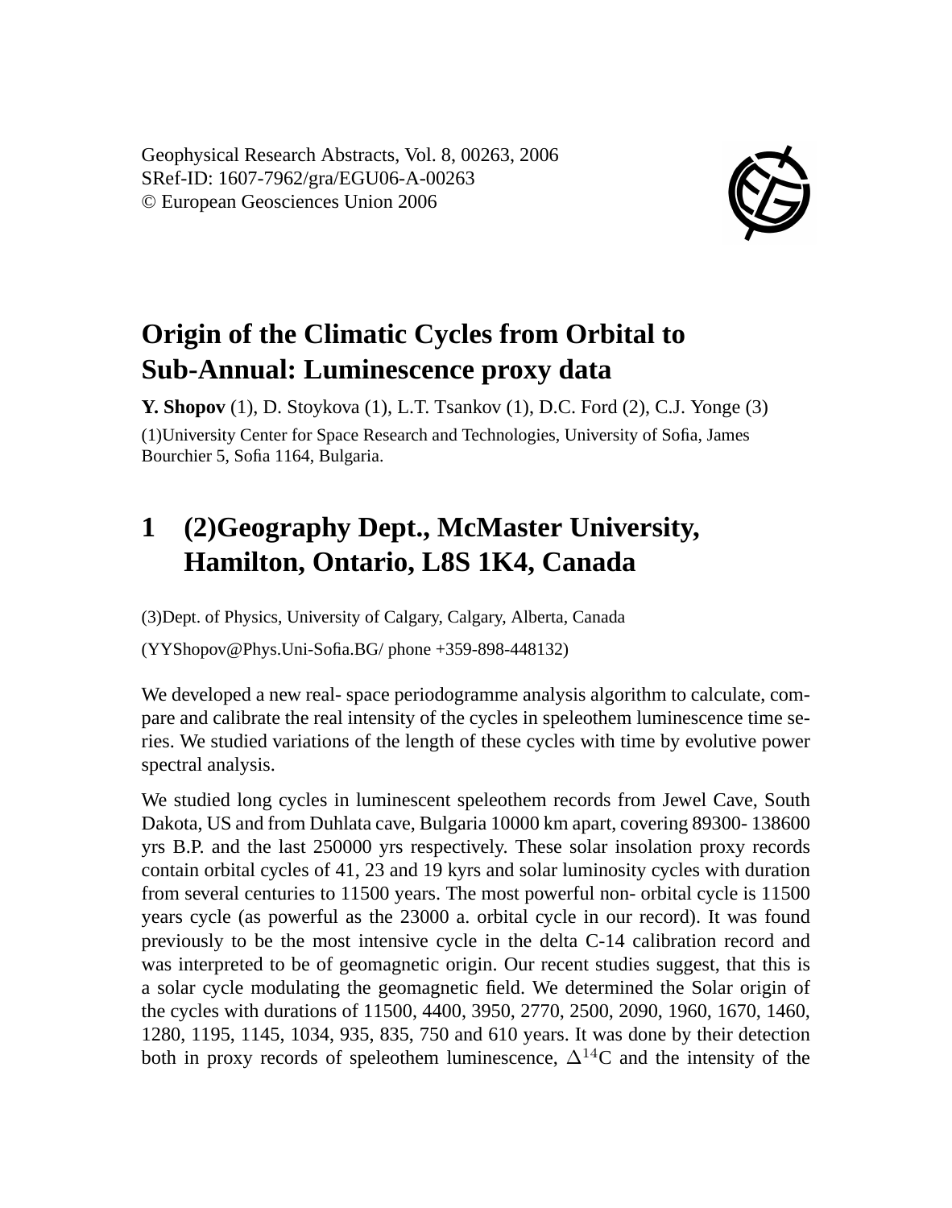Geophysical Research Abstracts, Vol. 8, 00263, 2006
SRef-ID: 1607-7962/gra/EGU06-A-00263
© European Geosciences Union 2006

# Origin of the Climatic Cycles from Orbital to Sub-Annual: Luminescence proxy data

**Y. Shopov** (1), D. Stoykova (1), L.T. Tsankov (1), D.C. Ford (2), C.J. Yonge (3)

(1)University Center for Space Research and Technologies, University of Sofia, James Bourchier 5, Sofia 1164, Bulgaria.

# 1 (2)Geography Dept., McMaster University, Hamilton, Ontario, L8S 1K4, Canada

(3)Dept. of Physics, University of Calgary, Calgary, Alberta, Canada

(YYShopov@Phys.Uni-Sofia.BG/ phone +359-898-448132)

We developed a new real- space periodogramme analysis algorithm to calculate, compare and calibrate the real intensity of the cycles in speleothem luminescence time series. We studied variations of the length of these cycles with time by evolutive power spectral analysis.

We studied long cycles in luminescent speleothem records from Jewel Cave, South Dakota, US and from Duhlata cave, Bulgaria 10000 km apart, covering 89300- 138600 yrs B.P. and the last 250000 yrs respectively. These solar insolation proxy records contain orbital cycles of 41, 23 and 19 kyrs and solar luminosity cycles with duration from several centuries to 11500 years. The most powerful non- orbital cycle is 11500 years cycle (as powerful as the 23000 a. orbital cycle in our record). It was found previously to be the most intensive cycle in the delta C-14 calibration record and was interpreted to be of geomagnetic origin. Our recent studies suggest, that this is a solar cycle modulating the geomagnetic field. We determined the Solar origin of the cycles with durations of 11500, 4400, 3950, 2770, 2500, 2090, 1960, 1670, 1460, 1280, 1195, 1145, 1034, 935, 835, 750 and 610 years. It was done by their detection both in proxy records of speleothem luminescence, $\Delta^{14}$C and the intensity of the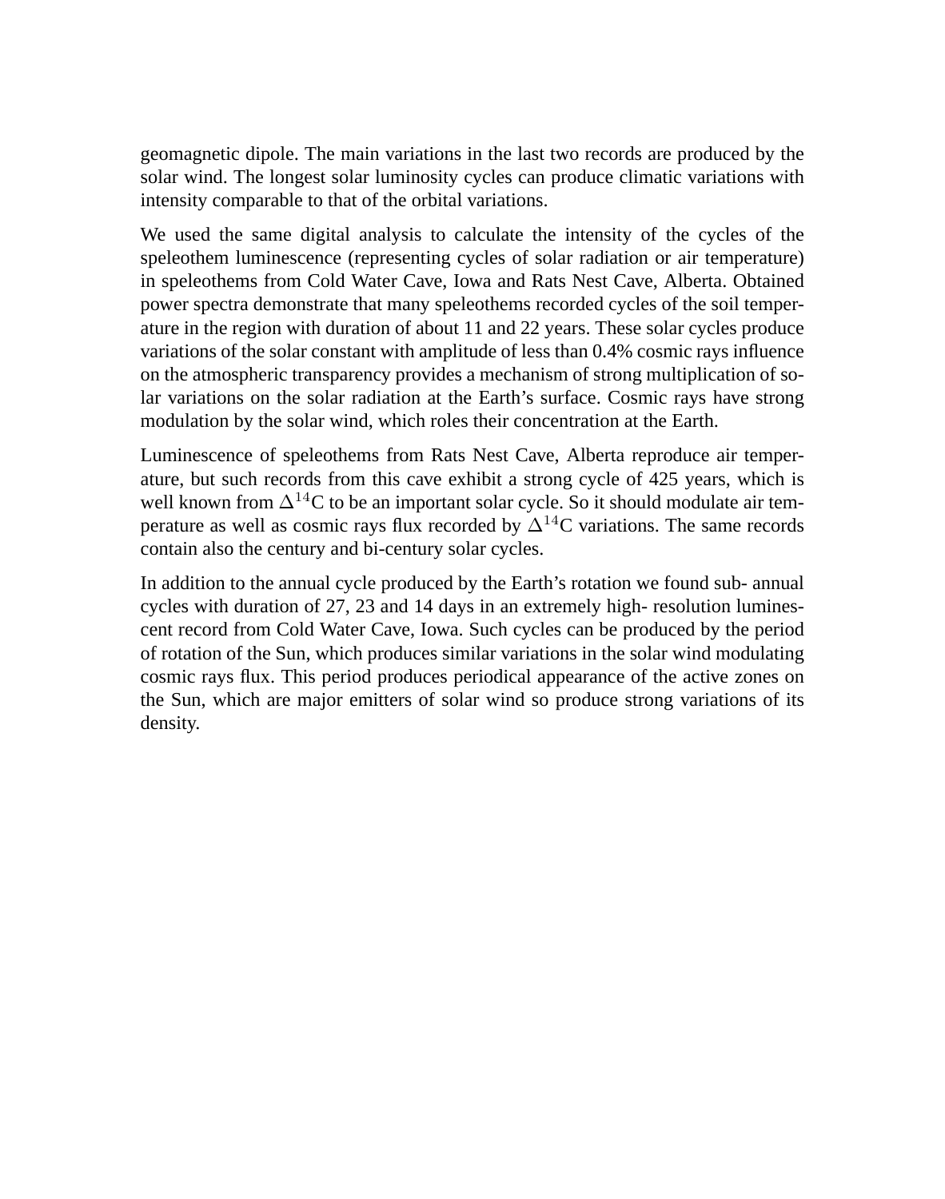geomagnetic dipole. The main variations in the last two records are produced by the solar wind. The longest solar luminosity cycles can produce climatic variations with intensity comparable to that of the orbital variations.

We used the same digital analysis to calculate the intensity of the cycles of the speleothem luminescence (representing cycles of solar radiation or air temperature) in speleothems from Cold Water Cave, Iowa and Rats Nest Cave, Alberta. Obtained power spectra demonstrate that many speleothems recorded cycles of the soil temperature in the region with duration of about 11 and 22 years. These solar cycles produce variations of the solar constant with amplitude of less than 0.4% cosmic rays influence on the atmospheric transparency provides a mechanism of strong multiplication of solar variations on the solar radiation at the Earth's surface. Cosmic rays have strong modulation by the solar wind, which roles their concentration at the Earth.

Luminescence of speleothems from Rats Nest Cave, Alberta reproduce air temperature, but such records from this cave exhibit a strong cycle of 425 years, which is well known from $\Delta^{14}$C to be an important solar cycle. So it should modulate air temperature as well as cosmic rays flux recorded by $\Delta^{14}$C variations. The same records contain also the century and bi-century solar cycles.

In addition to the annual cycle produced by the Earth's rotation we found sub- annual cycles with duration of 27, 23 and 14 days in an extremely high- resolution luminescent record from Cold Water Cave, Iowa. Such cycles can be produced by the period of rotation of the Sun, which produces similar variations in the solar wind modulating cosmic rays flux. This period produces periodical appearance of the active zones on the Sun, which are major emitters of solar wind so produce strong variations of its density.